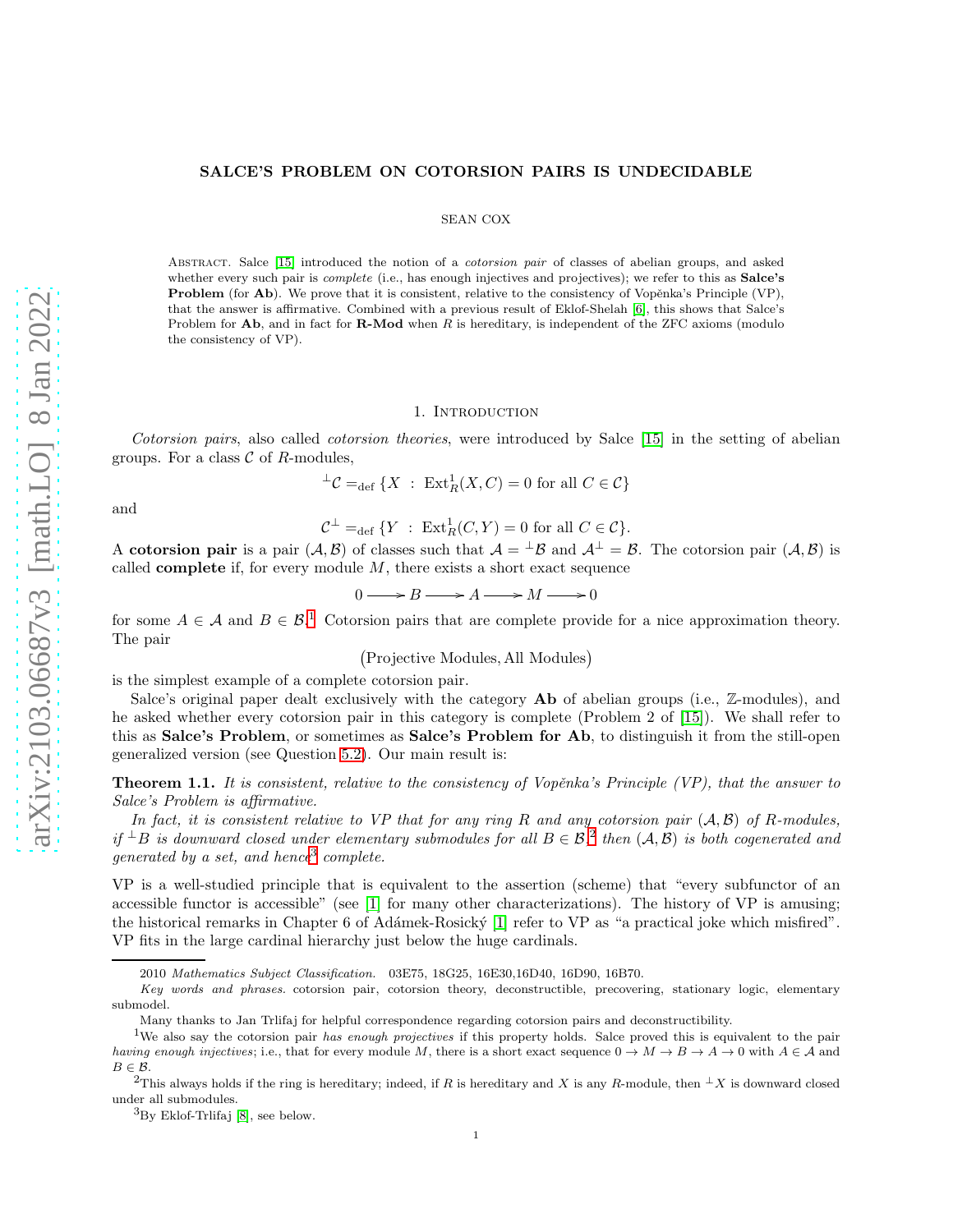# SALCE'S PROBLEM ON COTORSION PAIRS IS UNDECIDABLE

SEAN COX

Abstract. Salce [15] introduced the notion of a *cotorsion pair* of classes of abelian groups, and asked whether every such pair is *complete* (i.e., has enough injectives and projectives); we refer to this as **Salce's Problem** (for **Ab**). We prove that it is consistent, relative to the consistency of Vopěnka's Principle (VP), that the answer is affirmative. Combined with a previous result of Eklof-Shelah [6], this shows that Salce's Problem for **Ab**, and in fact for **R-Mod** when $R$ is hereditary, is independent of the ZFC axioms (modulo the consistency of VP).

## 1. Introduction

*Cotorsion pairs*, also called *cotorsion theories*, were introduced by Salce [15] in the setting of abelian groups. For a class $\mathcal{C}$ of $R$-modules,

$$^{\perp}\mathcal{C} =_{\text{def}} \{X \ : \ \text{Ext}^1_R(X, C) = 0 \text{ for all } C \in \mathcal{C}\}$$

and

$$\mathcal{C}^{\perp} =_{\text{def}} \{Y \ : \ \text{Ext}^1_R(C, Y) = 0 \text{ for all } C \in \mathcal{C}\}.$$

A **cotorsion pair** is a pair $(\mathcal{A}, \mathcal{B})$ of classes such that $\mathcal{A} = {}^{\perp}\mathcal{B}$ and $\mathcal{A}^{\perp} = \mathcal{B}$. The cotorsion pair $(\mathcal{A}, \mathcal{B})$ is called **complete** if, for every module $M$, there exists a short exact sequence

$$0 \longrightarrow B \longrightarrow A \longrightarrow M \longrightarrow 0$$

for some $A \in \mathcal{A}$ and $B \in \mathcal{B}$.[1] Cotorsion pairs that are complete provide for a nice approximation theory. The pair

$$\big(\text{Projective Modules}, \text{All Modules}\big)$$

is the simplest example of a complete cotorsion pair.

Salce's original paper dealt exclusively with the category **Ab** of abelian groups (i.e., $\mathbb{Z}$-modules), and he asked whether every cotorsion pair in this category is complete (Problem 2 of [15]). We shall refer to this as **Salce's Problem**, or sometimes as **Salce's Problem for Ab**, to distinguish it from the still-open generalized version (see Question 5.2). Our main result is:

**Theorem 1.1.** *It is consistent, relative to the consistency of Vopěnka's Principle (VP), that the answer to Salce's Problem is affirmative.*

*In fact, it is consistent relative to VP that for any ring $R$ and any cotorsion pair $(\mathcal{A}, \mathcal{B})$ of $R$-modules, if ${}^{\perp}B$ is downward closed under elementary submodules for all $B \in \mathcal{B}$,[2] then $(\mathcal{A}, \mathcal{B})$ is both cogenerated and generated by a set, and hence[3] complete.*

VP is a well-studied principle that is equivalent to the assertion (scheme) that "every subfunctor of an accessible functor is accessible" (see [1] for many other characterizations). The history of VP is amusing; the historical remarks in Chapter 6 of Adámek-Rosický [1] refer to VP as "a practical joke which misfired". VP fits in the large cardinal hierarchy just below the huge cardinals.

2010 *Mathematics Subject Classification.* 03E75, 18G25, 16E30,16D40, 16D90, 16B70.

*Key words and phrases.* cotorsion pair, cotorsion theory, deconstructible, precovering, stationary logic, elementary submodel.

Many thanks to Jan Trlifaj for helpful correspondence regarding cotorsion pairs and deconstructibility.

[1] We also say the cotorsion pair *has enough projectives* if this property holds. Salce proved this is equivalent to the pair *having enough injectives*; i.e., that for every module $M$, there is a short exact sequence $0 \to M \to B \to A \to 0$ with $A \in \mathcal{A}$ and $B \in \mathcal{B}$.

[2] This always holds if the ring is hereditary; indeed, if $R$ is hereditary and $X$ is any $R$-module, then ${}^{\perp}X$ is downward closed under all submodules.

[3] By Eklof-Trlifaj [8], see below.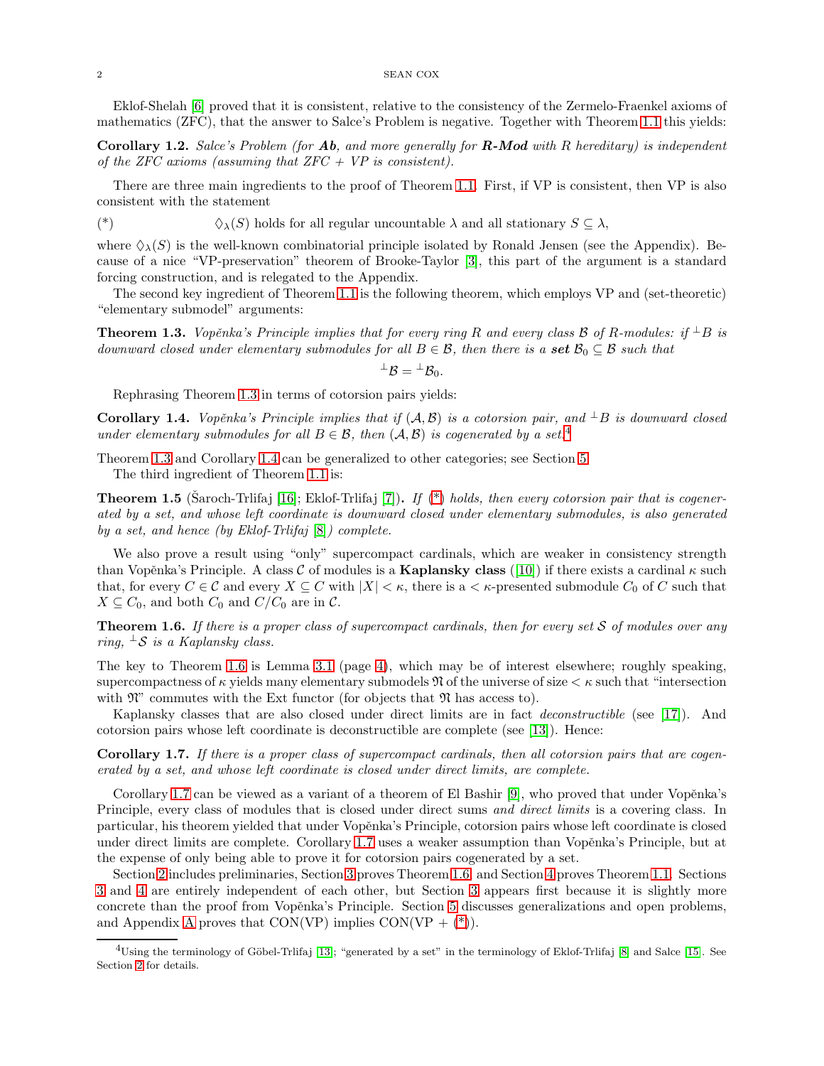Eklof-Shelah [6] proved that it is consistent, relative to the consistency of the Zermelo-Fraenkel axioms of mathematics (ZFC), that the answer to Salce's Problem is negative. Together with Theorem 1.1 this yields:

**Corollary 1.2.** *Salce's Problem (for **Ab**, and more generally for **R-Mod** with R hereditary) is independent of the ZFC axioms (assuming that ZFC + VP is consistent).*

There are three main ingredients to the proof of Theorem 1.1. First, if VP is consistent, then VP is also consistent with the statement

$$(*) \qquad \diamondsuit_\lambda(S) \text{ holds for all regular uncountable } \lambda \text{ and all stationary } S \subseteq \lambda,$$

where $\diamondsuit_\lambda(S)$ is the well-known combinatorial principle isolated by Ronald Jensen (see the Appendix). Because of a nice "VP-preservation" theorem of Brooke-Taylor [3], this part of the argument is a standard forcing construction, and is relegated to the Appendix.

The second key ingredient of Theorem 1.1 is the following theorem, which employs VP and (set-theoretic) "elementary submodel" arguments:

**Theorem 1.3.** *Vopěnka's Principle implies that for every ring R and every class $\mathcal{B}$ of R-modules: if ${}^\perp B$ is downward closed under elementary submodules for all $B \in \mathcal{B}$, then there is a **set** $\mathcal{B}_0 \subseteq \mathcal{B}$ such that*

$${}^\perp\mathcal{B} = {}^\perp\mathcal{B}_0.$$

Rephrasing Theorem 1.3 in terms of cotorsion pairs yields:

**Corollary 1.4.** *Vopěnka's Principle implies that if $(\mathcal{A}, \mathcal{B})$ is a cotorsion pair, and ${}^\perp B$ is downward closed under elementary submodules for all $B \in \mathcal{B}$, then $(\mathcal{A}, \mathcal{B})$ is cogenerated by a set.*[4]

Theorem 1.3 and Corollary 1.4 can be generalized to other categories; see Section 5.

The third ingredient of Theorem 1.1 is:

**Theorem 1.5** (Šaroch-Trlifaj [16]; Eklof-Trlifaj [7])**.** *If (\*) holds, then every cotorsion pair that is cogenerated by a set, and whose left coordinate is downward closed under elementary submodules, is also generated by a set, and hence (by Eklof-Trlifaj [8]) complete.*

We also prove a result using "only" supercompact cardinals, which are weaker in consistency strength than Vopěnka's Principle. A class $\mathcal{C}$ of modules is a **Kaplansky class** ([10]) if there exists a cardinal $\kappa$ such that, for every $C \in \mathcal{C}$ and every $X \subseteq C$ with $|X| < \kappa$, there is a $< \kappa$-presented submodule $C_0$ of $C$ such that $X \subseteq C_0$, and both $C_0$ and $C/C_0$ are in $\mathcal{C}$.

**Theorem 1.6.** *If there is a proper class of supercompact cardinals, then for every set $\mathcal{S}$ of modules over any ring, ${}^\perp\mathcal{S}$ is a Kaplansky class.*

The key to Theorem 1.6 is Lemma 3.1 (page 4), which may be of interest elsewhere; roughly speaking, supercompactness of $\kappa$ yields many elementary submodels $\mathfrak{N}$ of the universe of size $< \kappa$ such that "intersection with $\mathfrak{N}$" commutes with the Ext functor (for objects that $\mathfrak{N}$ has access to).

Kaplansky classes that are also closed under direct limits are in fact *deconstructible* (see [17]). And cotorsion pairs whose left coordinate is deconstructible are complete (see [13]). Hence:

**Corollary 1.7.** *If there is a proper class of supercompact cardinals, then all cotorsion pairs that are cogenerated by a set, and whose left coordinate is closed under direct limits, are complete.*

Corollary 1.7 can be viewed as a variant of a theorem of El Bashir [9], who proved that under Vopěnka's Principle, every class of modules that is closed under direct sums *and direct limits* is a covering class. In particular, his theorem yielded that under Vopěnka's Principle, cotorsion pairs whose left coordinate is closed under direct limits are complete. Corollary 1.7 uses a weaker assumption than Vopěnka's Principle, but at the expense of only being able to prove it for cotorsion pairs cogenerated by a set.

Section 2 includes preliminaries, Section 3 proves Theorem 1.6, and Section 4 proves Theorem 1.1. Sections 3 and 4 are entirely independent of each other, but Section 3 appears first because it is slightly more concrete than the proof from Vopěnka's Principle. Section 5 discusses generalizations and open problems, and Appendix A proves that CON(VP) implies CON(VP + (\*)).

[4] Using the terminology of Göbel-Trlifaj [13]; "generated by a set" in the terminology of Eklof-Trlifaj [8] and Salce [15]. See Section 2 for details.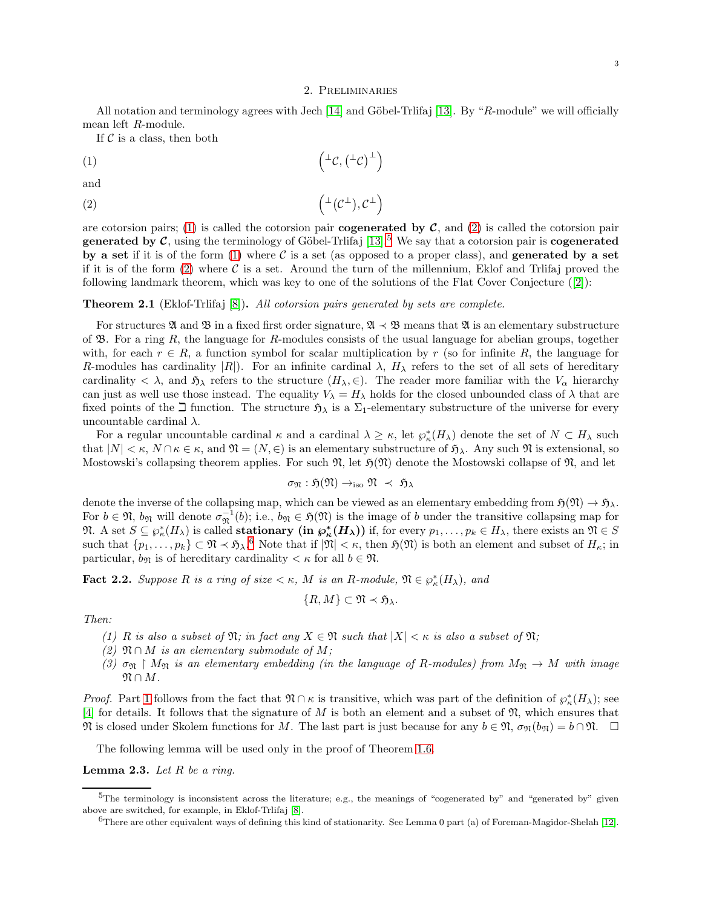## 2. Preliminaries

All notation and terminology agrees with Jech [14] and Göbel-Trlifaj [13]. By "$R$-module" we will officially mean left $R$-module.

If $\mathcal{C}$ is a class, then both

$$\left({}^{\perp}\mathcal{C}, ({}^{\perp}\mathcal{C})^{\perp}\right) \tag{1}$$

and

$$\left({}^{\perp}(\mathcal{C}^{\perp}), \mathcal{C}^{\perp}\right) \tag{2}$$

are cotorsion pairs; (1) is called the cotorsion pair **cogenerated by $\mathcal{C}$**, and (2) is called the cotorsion pair **generated by $\mathcal{C}$**, using the terminology of Göbel-Trlifaj [13].[5] We say that a cotorsion pair is **cogenerated by a set** if it is of the form (1) where $\mathcal{C}$ is a set (as opposed to a proper class), and **generated by a set** if it is of the form (2) where $\mathcal{C}$ is a set. Around the turn of the millennium, Eklof and Trlifaj proved the following landmark theorem, which was key to one of the solutions of the Flat Cover Conjecture ([2]):

**Theorem 2.1** (Eklof-Trlifaj [8])**.** *All cotorsion pairs generated by sets are complete.*

For structures $\mathfrak{A}$ and $\mathfrak{B}$ in a fixed first order signature, $\mathfrak{A} \prec \mathfrak{B}$ means that $\mathfrak{A}$ is an elementary substructure of $\mathfrak{B}$. For a ring $R$, the language for $R$-modules consists of the usual language for abelian groups, together with, for each $r \in R$, a function symbol for scalar multiplication by $r$ (so for infinite $R$, the language for $R$-modules has cardinality $|R|$). For an infinite cardinal $\lambda$, $H_\lambda$ refers to the set of all sets of hereditary cardinality $< \lambda$, and $\mathfrak{H}_\lambda$ refers to the structure $(H_\lambda, \in)$. The reader more familiar with the $V_\alpha$ hierarchy can just as well use those instead. The equality $V_\lambda = H_\lambda$ holds for the closed unbounded class of $\lambda$ that are fixed points of the $\beth$ function. The structure $\mathfrak{H}_\lambda$ is a $\Sigma_1$-elementary substructure of the universe for every uncountable cardinal $\lambda$.

For a regular uncountable cardinal $\kappa$ and a cardinal $\lambda \geq \kappa$, let $\wp^*_\kappa(H_\lambda)$ denote the set of $N \subset H_\lambda$ such that $|N| < \kappa$, $N \cap \kappa \in \kappa$, and $\mathfrak{N} = (N, \in)$ is an elementary substructure of $\mathfrak{H}_\lambda$. Any such $\mathfrak{N}$ is extensional, so Mostowski's collapsing theorem applies. For such $\mathfrak{N}$, let $\mathfrak{H}(\mathfrak{N})$ denote the Mostowski collapse of $\mathfrak{N}$, and let

$$\sigma_{\mathfrak{N}} : \mathfrak{H}(\mathfrak{N}) \to_{\text{iso}} \mathfrak{N} \ \prec \ \mathfrak{H}_\lambda$$

denote the inverse of the collapsing map, which can be viewed as an elementary embedding from $\mathfrak{H}(\mathfrak{N}) \to \mathfrak{H}_\lambda$. For $b \in \mathfrak{N}$, $b_{\mathfrak{N}}$ will denote $\sigma^{-1}_{\mathfrak{N}}(b)$; i.e., $b_{\mathfrak{N}} \in \mathfrak{H}(\mathfrak{N})$ is the image of $b$ under the transitive collapsing map for $\mathfrak{N}$. A set $S \subseteq \wp^*_\kappa(H_\lambda)$ is called **stationary (in $\wp^*_\kappa(H_\lambda)$)** if, for every $p_1, \dots, p_k \in H_\lambda$, there exists an $\mathfrak{N} \in S$ such that $\{p_1, \dots, p_k\} \subset \mathfrak{N} \prec \mathfrak{H}_\lambda$.[6] Note that if $|\mathfrak{N}| < \kappa$, then $\mathfrak{H}(\mathfrak{N})$ is both an element and subset of $H_\kappa$; in particular, $b_{\mathfrak{N}}$ is of hereditary cardinality $< \kappa$ for all $b \in \mathfrak{N}$.

**Fact 2.2.** *Suppose $R$ is a ring of size $< \kappa$, $M$ is an $R$-module, $\mathfrak{N} \in \wp^*_\kappa(H_\lambda)$, and*

$$\{R, M\} \subset \mathfrak{N} \prec \mathfrak{H}_\lambda.$$

*Then:*

1. *$R$ is also a subset of $\mathfrak{N}$; in fact any $X \in \mathfrak{N}$ such that $|X| < \kappa$ is also a subset of $\mathfrak{N}$;*
2. *$\mathfrak{N} \cap M$ is an elementary submodule of $M$;*
3. *$\sigma_{\mathfrak{N}} \restriction M_{\mathfrak{N}}$ is an elementary embedding (in the language of $R$-modules) from $M_{\mathfrak{N}} \to M$ with image $\mathfrak{N} \cap M$.*

*Proof.* Part 1 follows from the fact that $\mathfrak{N} \cap \kappa$ is transitive, which was part of the definition of $\wp^*_\kappa(H_\lambda)$; see [4] for details. It follows that the signature of $M$ is both an element and a subset of $\mathfrak{N}$, which ensures that $\mathfrak{N}$ is closed under Skolem functions for $M$. The last part is just because for any $b \in \mathfrak{N}$, $\sigma_{\mathfrak{N}}(b_{\mathfrak{N}}) = b \cap \mathfrak{N}$. $\square$

The following lemma will be used only in the proof of Theorem 1.6.

**Lemma 2.3.** *Let $R$ be a ring.*

---

[5] The terminology is inconsistent across the literature; e.g., the meanings of "cogenerated by" and "generated by" given above are switched, for example, in Eklof-Trlifaj [8].

[6] There are other equivalent ways of defining this kind of stationarity. See Lemma 0 part (a) of Foreman-Magidor-Shelah [12].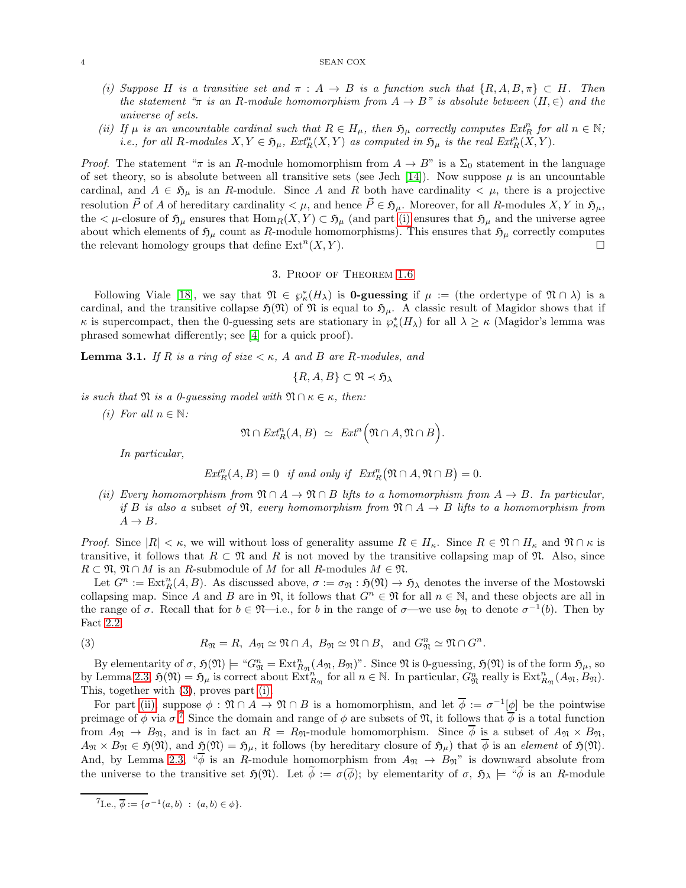*(i) Suppose $H$ is a transitive set and $\pi : A \to B$ is a function such that $\{R, A, B, \pi\} \subset H$. Then the statement "$\pi$ is an $R$-module homomorphism from $A \to B$" is absolute between $(H, \in)$ and the universe of sets.*

*(ii) If $\mu$ is an uncountable cardinal such that $R \in H_\mu$, then $\mathfrak{H}_\mu$ correctly computes $Ext^n_R$ for all $n \in \mathbb{N}$; i.e., for all $R$-modules $X, Y \in \mathfrak{H}_\mu$, $Ext^n_R(X,Y)$ as computed in $\mathfrak{H}_\mu$ is the real $Ext^n_R(X,Y)$.*

*Proof.* The statement "$\pi$ is an $R$-module homomorphism from $A \to B$" is a $\Sigma_0$ statement in the language of set theory, so is absolute between all transitive sets (see Jech [14]). Now suppose $\mu$ is an uncountable cardinal, and $A \in \mathfrak{H}_\mu$ is an $R$-module. Since $A$ and $R$ both have cardinality $< \mu$, there is a projective resolution $\vec{P}$ of $A$ of hereditary cardinality $< \mu$, and hence $\vec{P} \in \mathfrak{H}_\mu$. Moreover, for all $R$-modules $X, Y$ in $\mathfrak{H}_\mu$, the $< \mu$-closure of $\mathfrak{H}_\mu$ ensures that $\mathrm{Hom}_R(X,Y) \subset \mathfrak{H}_\mu$ (and part (i) ensures that $\mathfrak{H}_\mu$ and the universe agree about which elements of $\mathfrak{H}_\mu$ count as $R$-module homomorphisms). This ensures that $\mathfrak{H}_\mu$ correctly computes the relevant homology groups that define $\mathrm{Ext}^n(X,Y)$. □

## 3. Proof of Theorem 1.6

Following Viale [18], we say that $\mathfrak{N} \in \wp^*_\kappa(H_\lambda)$ is **0-guessing** if $\mu :=$ (the ordertype of $\mathfrak{N} \cap \lambda$) is a cardinal, and the transitive collapse $\mathfrak{H}(\mathfrak{N})$ of $\mathfrak{N}$ is equal to $\mathfrak{H}_\mu$. A classic result of Magidor shows that if $\kappa$ is supercompact, then the 0-guessing sets are stationary in $\wp^*_\kappa(H_\lambda)$ for all $\lambda \geq \kappa$ (Magidor's lemma was phrased somewhat differently; see [4] for a quick proof).

**Lemma 3.1.** *If $R$ is a ring of size $< \kappa$, $A$ and $B$ are $R$-modules, and*

$$\{R, A, B\} \subset \mathfrak{N} \prec \mathfrak{H}_\lambda$$

*is such that $\mathfrak{N}$ is a 0-guessing model with $\mathfrak{N} \cap \kappa \in \kappa$, then:*

*(i) For all $n \in \mathbb{N}$:*

$$\mathfrak{N} \cap Ext^n_R(A,B) \;\simeq\; Ext^n\Big(\mathfrak{N} \cap A, \mathfrak{N} \cap B\Big).$$

*In particular,*

$$Ext^n_R(A,B) = 0 \;\text{ if and only if }\; Ext^n_R\big(\mathfrak{N} \cap A, \mathfrak{N} \cap B\big) = 0.$$

*(ii) Every homomorphism from $\mathfrak{N} \cap A \to \mathfrak{N} \cap B$ lifts to a homomorphism from $A \to B$. In particular, if $B$ is also a subset of $\mathfrak{N}$, every homomorphism from $\mathfrak{N} \cap A \to B$ lifts to a homomorphism from $A \to B$.*

*Proof.* Since $|R| < \kappa$, we will without loss of generality assume $R \in H_\kappa$. Since $R \in \mathfrak{N} \cap H_\kappa$ and $\mathfrak{N} \cap \kappa$ is transitive, it follows that $R \subset \mathfrak{N}$ and $R$ is not moved by the transitive collapsing map of $\mathfrak{N}$. Also, since $R \subset \mathfrak{N}$, $\mathfrak{N} \cap M$ is an $R$-submodule of $M$ for all $R$-modules $M \in \mathfrak{N}$.

Let $G^n := \mathrm{Ext}^n_R(A,B)$. As discussed above, $\sigma := \sigma_{\mathfrak{N}} : \mathfrak{H}(\mathfrak{N}) \to \mathfrak{H}_\lambda$ denotes the inverse of the Mostowski collapsing map. Since $A$ and $B$ are in $\mathfrak{N}$, it follows that $G^n \in \mathfrak{N}$ for all $n \in \mathbb{N}$, and these objects are all in the range of $\sigma$. Recall that for $b \in \mathfrak{N}$—i.e., for $b$ in the range of $\sigma$—we use $b_{\mathfrak{N}}$ to denote $\sigma^{-1}(b)$. Then by Fact 2.2,

$$R_{\mathfrak{N}} = R,\; A_{\mathfrak{N}} \simeq \mathfrak{N} \cap A,\; B_{\mathfrak{N}} \simeq \mathfrak{N} \cap B, \;\text{ and } G^n_{\mathfrak{N}} \simeq \mathfrak{N} \cap G^n. \tag{3}$$

By elementarity of $\sigma$, $\mathfrak{H}(\mathfrak{N}) \models$ "$G^n_{\mathfrak{N}} = \mathrm{Ext}^n_{R_{\mathfrak{N}}}(A_{\mathfrak{N}}, B_{\mathfrak{N}})$". Since $\mathfrak{N}$ is 0-guessing, $\mathfrak{H}(\mathfrak{N})$ is of the form $\mathfrak{H}_\mu$, so by Lemma 2.3, $\mathfrak{H}(\mathfrak{N}) = \mathfrak{H}_\mu$ is correct about $\mathrm{Ext}^n_{R_{\mathfrak{N}}}$ for all $n \in \mathbb{N}$. In particular, $G^n_{\mathfrak{N}}$ really is $\mathrm{Ext}^n_{R_{\mathfrak{N}}}(A_{\mathfrak{N}}, B_{\mathfrak{N}})$. This, together with (3), proves part (i).

For part (ii), suppose $\phi : \mathfrak{N} \cap A \to \mathfrak{N} \cap B$ is a homomorphism, and let $\overline{\phi} := \sigma^{-1}[\phi]$ be the pointwise preimage of $\phi$ via $\sigma$.[7] Since the domain and range of $\phi$ are subsets of $\mathfrak{N}$, it follows that $\overline{\phi}$ is a total function from $A_{\mathfrak{N}} \to B_{\mathfrak{N}}$, and is in fact an $R = R_{\mathfrak{N}}$-module homomorphism. Since $\overline{\phi}$ is a subset of $A_{\mathfrak{N}} \times B_{\mathfrak{N}}$, $A_{\mathfrak{N}} \times B_{\mathfrak{N}} \in \mathfrak{H}(\mathfrak{N})$, and $\mathfrak{H}(\mathfrak{N}) = \mathfrak{H}_\mu$, it follows (by hereditary closure of $\mathfrak{H}_\mu$) that $\overline{\phi}$ is an *element* of $\mathfrak{H}(\mathfrak{N})$. And, by Lemma 2.3, "$\overline{\phi}$ is an $R$-module homomorphism from $A_{\mathfrak{N}} \to B_{\mathfrak{N}}$" is downward absolute from the universe to the transitive set $\mathfrak{H}(\mathfrak{N})$. Let $\widetilde{\phi} := \sigma(\overline{\phi})$; by elementarity of $\sigma$, $\mathfrak{H}_\lambda \models$ "$\widetilde{\phi}$ is an $R$-module

---

[7] I.e., $\overline{\phi} := \{\sigma^{-1}(a,b) \;:\; (a,b) \in \phi\}$.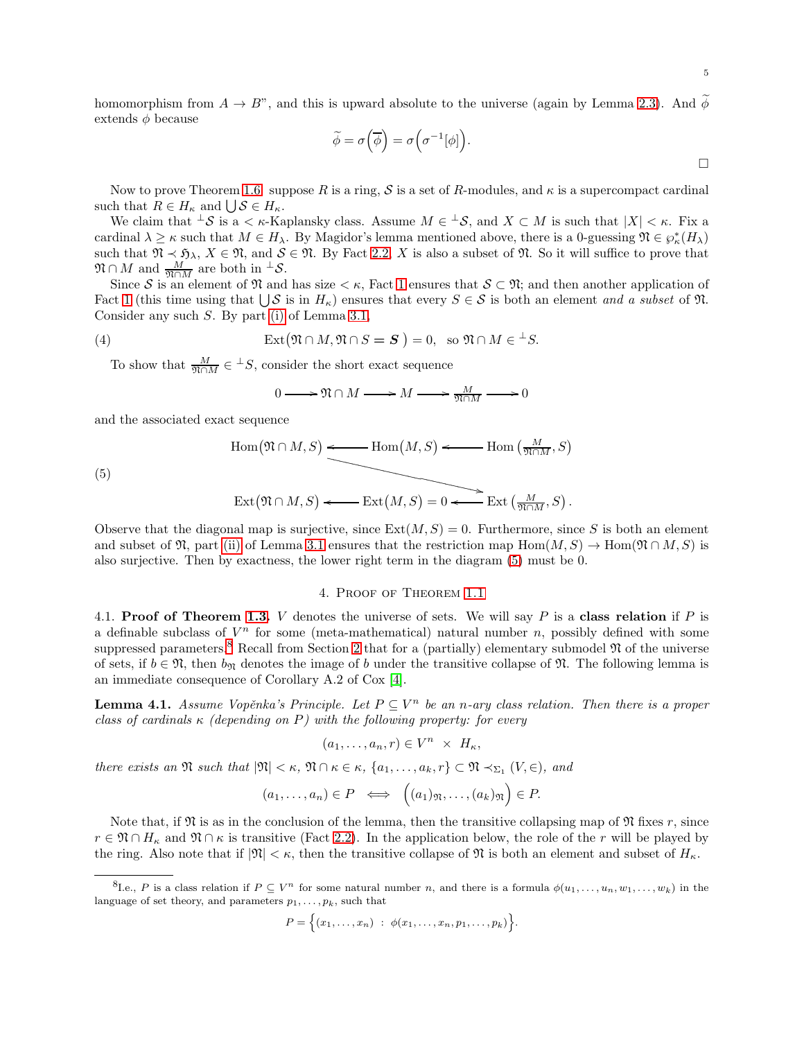homomorphism from $A \to B$", and this is upward absolute to the universe (again by Lemma 2.3). And $\widetilde{\phi}$ extends $\phi$ because

$$\widetilde{\phi} = \sigma\Big(\overline{\phi}\Big) = \sigma\Big(\sigma^{-1}[\phi]\Big).$$

$\square$

Now to prove Theorem 1.6, suppose $R$ is a ring, $\mathcal{S}$ is a set of $R$-modules, and $\kappa$ is a supercompact cardinal such that $R \in H_\kappa$ and $\bigcup \mathcal{S} \in H_\kappa$.

We claim that ${}^\perp\mathcal{S}$ is a $<\kappa$-Kaplansky class. Assume $M \in {}^\perp\mathcal{S}$, and $X \subset M$ is such that $|X| < \kappa$. Fix a cardinal $\lambda \geq \kappa$ such that $M \in H_\lambda$. By Magidor's lemma mentioned above, there is a 0-guessing $\mathfrak{N} \in \wp^*_\kappa(H_\lambda)$ such that $\mathfrak{N} \prec \mathfrak{H}_\lambda$, $X \in \mathfrak{N}$, and $\mathcal{S} \in \mathfrak{N}$. By Fact 2.2, $X$ is also a subset of $\mathfrak{N}$. So it will suffice to prove that $\mathfrak{N} \cap M$ and $\frac{M}{\mathfrak{N} \cap M}$ are both in ${}^\perp\mathcal{S}$.

Since $\mathcal{S}$ is an element of $\mathfrak{N}$ and has size $<\kappa$, Fact 1 ensures that $\mathcal{S} \subset \mathfrak{N}$; and then another application of Fact 1 (this time using that $\bigcup \mathcal{S}$ is in $H_\kappa$) ensures that every $S \in \mathcal{S}$ is both an element *and a subset* of $\mathfrak{N}$. Consider any such $S$. By part (i) of Lemma 3.1,

$$\text{Ext}\big(\mathfrak{N} \cap M, \mathfrak{N} \cap S = \boldsymbol{S}\ \big) = 0, \quad \text{so } \mathfrak{N} \cap M \in {}^\perp S. \tag{4}$$

To show that $\frac{M}{\mathfrak{N} \cap M} \in {}^\perp S$, consider the short exact sequence

$$0 \longrightarrow \mathfrak{N} \cap M \longrightarrow M \longrightarrow \tfrac{M}{\mathfrak{N} \cap M} \longrightarrow 0$$

and the associated exact sequence

$$\begin{array}{ccccc} \text{Hom}\big(\mathfrak{N} \cap M, S\big) & \longleftarrow & \text{Hom}\big(M, S\big) & \longleftarrow & \text{Hom}\left(\frac{M}{\mathfrak{N} \cap M}, S\right) \\ & & & \searrow & \\ \text{Ext}\big(\mathfrak{N} \cap M, S\big) & \longleftarrow & \text{Ext}\big(M, S\big) = 0 & \longleftarrow & \text{Ext}\left(\frac{M}{\mathfrak{N} \cap M}, S\right). \end{array} \tag{5}$$

Observe that the diagonal map is surjective, since $\text{Ext}(M, S) = 0$. Furthermore, since $S$ is both an element and subset of $\mathfrak{N}$, part (ii) of Lemma 3.1 ensures that the restriction map $\text{Hom}(M, S) \to \text{Hom}(\mathfrak{N} \cap M, S)$ is also surjective. Then by exactness, the lower right term in the diagram (5) must be 0.

## 4. Proof of Theorem 1.1

4.1. **Proof of Theorem 1.3.** $V$ denotes the universe of sets. We will say $P$ is a **class relation** if $P$ is a definable subclass of $V^n$ for some (meta-mathematical) natural number $n$, possibly defined with some suppressed parameters.[8] Recall from Section 2 that for a (partially) elementary submodel $\mathfrak{N}$ of the universe of sets, if $b \in \mathfrak{N}$, then $b_{\mathfrak{N}}$ denotes the image of $b$ under the transitive collapse of $\mathfrak{N}$. The following lemma is an immediate consequence of Corollary A.2 of Cox [4].

**Lemma 4.1.** *Assume Vopěnka's Principle. Let $P \subseteq V^n$ be an $n$-ary class relation. Then there is a proper class of cardinals $\kappa$ (depending on $P$) with the following property: for every*

$$(a_1, \dots, a_n, r) \in V^n \ \times \ H_\kappa,$$

*there exists an $\mathfrak{N}$ such that $|\mathfrak{N}| < \kappa$, $\mathfrak{N} \cap \kappa \in \kappa$, $\{a_1, \dots, a_k, r\} \subset \mathfrak{N} \prec_{\Sigma_1} (V, \in)$, and*

$$(a_1, \dots, a_n) \in P \iff \Big((a_1)_{\mathfrak{N}}, \dots, (a_k)_{\mathfrak{N}}\Big) \in P.$$

Note that, if $\mathfrak{N}$ is as in the conclusion of the lemma, then the transitive collapsing map of $\mathfrak{N}$ fixes $r$, since $r \in \mathfrak{N} \cap H_\kappa$ and $\mathfrak{N} \cap \kappa$ is transitive (Fact 2.2). In the application below, the role of the $r$ will be played by the ring. Also note that if $|\mathfrak{N}| < \kappa$, then the transitive collapse of $\mathfrak{N}$ is both an element and subset of $H_\kappa$.

---

[8] I.e., $P$ is a class relation if $P \subseteq V^n$ for some natural number $n$, and there is a formula $\phi(u_1, \dots, u_n, w_1, \dots, w_k)$ in the language of set theory, and parameters $p_1, \dots, p_k$, such that

$$P = \Big\{(x_1, \dots, x_n) \ : \ \phi(x_1, \dots, x_n, p_1, \dots, p_k)\Big\}.$$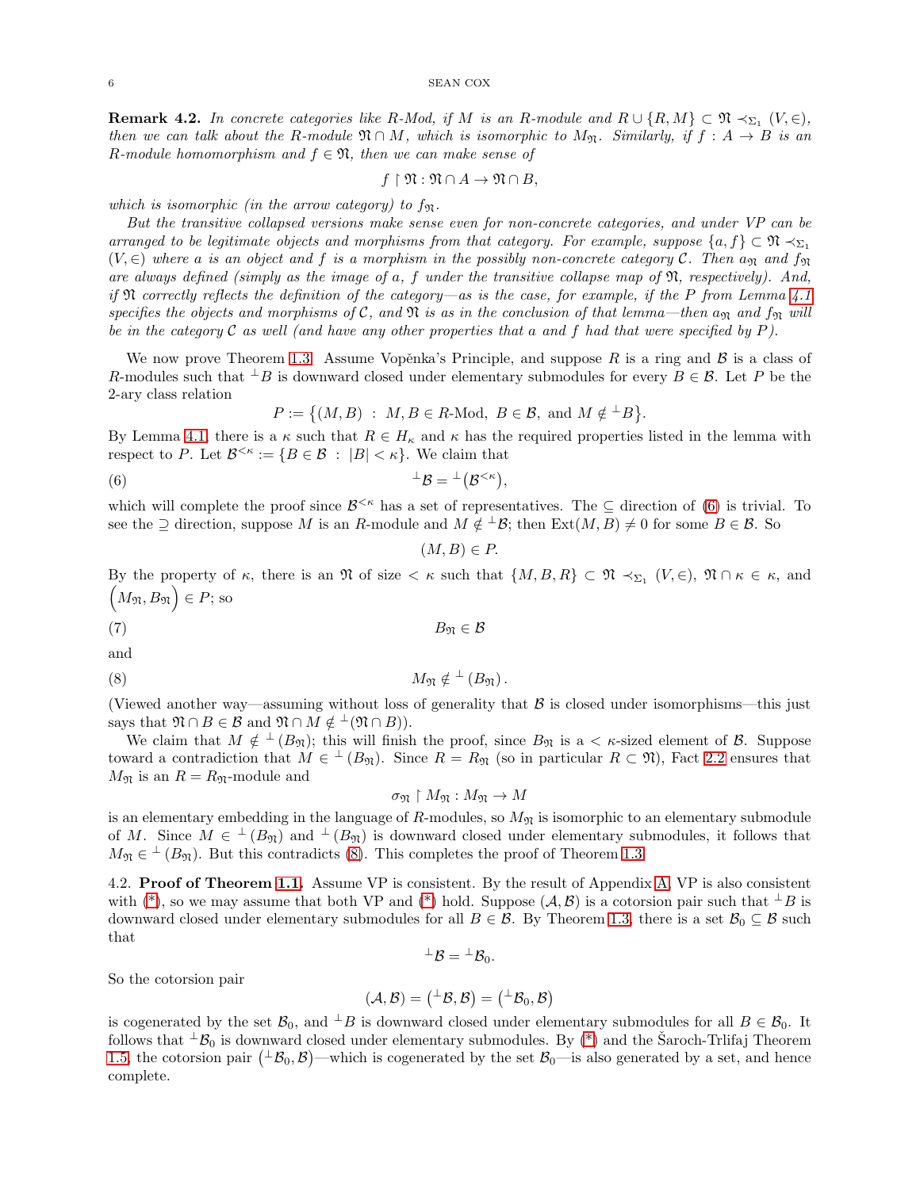**Remark 4.2.** *In concrete categories like R-Mod, if $M$ is an $R$-module and $R \cup \{R, M\} \subset \mathfrak{N} \prec_{\Sigma_1} (V, \in)$, then we can talk about the $R$-module $\mathfrak{N} \cap M$, which is isomorphic to $M_{\mathfrak{N}}$. Similarly, if $f : A \to B$ is an $R$-module homomorphism and $f \in \mathfrak{N}$, then we can make sense of*

$$f \restriction \mathfrak{N} : \mathfrak{N} \cap A \to \mathfrak{N} \cap B,$$

*which is isomorphic (in the arrow category) to $f_{\mathfrak{N}}$.*

*But the transitive collapsed versions make sense even for non-concrete categories, and under VP can be arranged to be legitimate objects and morphisms from that category. For example, suppose $\{a, f\} \subset \mathfrak{N} \prec_{\Sigma_1} (V, \in)$ where $a$ is an object and $f$ is a morphism in the possibly non-concrete category $\mathcal{C}$. Then $a_{\mathfrak{N}}$ and $f_{\mathfrak{N}}$ are always defined (simply as the image of $a$, $f$ under the transitive collapse map of $\mathfrak{N}$, respectively). And, if $\mathfrak{N}$ correctly reflects the definition of the category—as is the case, for example, if the $P$ from Lemma 4.1 specifies the objects and morphisms of $\mathcal{C}$, and $\mathfrak{N}$ is as in the conclusion of that lemma—then $a_{\mathfrak{N}}$ and $f_{\mathfrak{N}}$ will be in the category $\mathcal{C}$ as well (and have any other properties that $a$ and $f$ had that were specified by $P$).*

We now prove Theorem 1.3. Assume Vopěnka's Principle, and suppose $R$ is a ring and $\mathcal{B}$ is a class of $R$-modules such that ${}^{\perp}B$ is downward closed under elementary submodules for every $B \in \mathcal{B}$. Let $P$ be the 2-ary class relation

$$P := \left\{ (M, B) \ : \ M, B \in R\text{-Mod}, \ B \in \mathcal{B}, \text{ and } M \notin {}^{\perp}B \right\}.$$

By Lemma 4.1, there is a $\kappa$ such that $R \in H_\kappa$ and $\kappa$ has the required properties listed in the lemma with respect to $P$. Let $\mathcal{B}^{<\kappa} := \{B \in \mathcal{B} \ : \ |B| < \kappa\}$. We claim that

$$^{\perp}\mathcal{B} = {}^{\perp}\left(\mathcal{B}^{<\kappa}\right), \tag{6}$$

which will complete the proof since $\mathcal{B}^{<\kappa}$ has a set of representatives. The $\subseteq$ direction of (6) is trivial. To see the $\supseteq$ direction, suppose $M$ is an $R$-module and $M \notin {}^{\perp}\mathcal{B}$; then $\text{Ext}(M, B) \neq 0$ for some $B \in \mathcal{B}$. So

$$(M, B) \in P.$$

By the property of $\kappa$, there is an $\mathfrak{N}$ of size $< \kappa$ such that $\{M, B, R\} \subset \mathfrak{N} \prec_{\Sigma_1} (V, \in)$, $\mathfrak{N} \cap \kappa \in \kappa$, and $\left(M_{\mathfrak{N}}, B_{\mathfrak{N}}\right) \in P$; so

$$B_{\mathfrak{N}} \in \mathcal{B} \tag{7}$$

and

$$M_{\mathfrak{N}} \notin {}^{\perp}\left(B_{\mathfrak{N}}\right). \tag{8}$$

(Viewed another way—assuming without loss of generality that $\mathcal{B}$ is closed under isomorphisms—this just says that $\mathfrak{N} \cap B \in \mathcal{B}$ and $\mathfrak{N} \cap M \notin {}^{\perp}(\mathfrak{N} \cap B)$).

We claim that $M \notin {}^{\perp}(B_{\mathfrak{N}})$; this will finish the proof, since $B_{\mathfrak{N}}$ is a $< \kappa$-sized element of $\mathcal{B}$. Suppose toward a contradiction that $M \in {}^{\perp}(B_{\mathfrak{N}})$. Since $R = R_{\mathfrak{N}}$ (so in particular $R \subset \mathfrak{N}$), Fact 2.2 ensures that $M_{\mathfrak{N}}$ is an $R = R_{\mathfrak{N}}$-module and

$$\sigma_{\mathfrak{N}} \restriction M_{\mathfrak{N}} : M_{\mathfrak{N}} \to M$$

is an elementary embedding in the language of $R$-modules, so $M_{\mathfrak{N}}$ is isomorphic to an elementary submodule of $M$. Since $M \in {}^{\perp}(B_{\mathfrak{N}})$ and ${}^{\perp}(B_{\mathfrak{N}})$ is downward closed under elementary submodules, it follows that $M_{\mathfrak{N}} \in {}^{\perp}(B_{\mathfrak{N}})$. But this contradicts (8). This completes the proof of Theorem 1.3.

4.2. **Proof of Theorem 1.1.** Assume VP is consistent. By the result of Appendix A, VP is also consistent with (*), so we may assume that both VP and (*) hold. Suppose $(\mathcal{A}, \mathcal{B})$ is a cotorsion pair such that ${}^{\perp}B$ is downward closed under elementary submodules for all $B \in \mathcal{B}$. By Theorem 1.3, there is a set $\mathcal{B}_0 \subseteq \mathcal{B}$ such that

$$^{\perp}\mathcal{B} = {}^{\perp}\mathcal{B}_0.$$

So the cotorsion pair

$$(\mathcal{A}, \mathcal{B}) = \left({}^{\perp}\mathcal{B}, \mathcal{B}\right) = \left({}^{\perp}\mathcal{B}_0, \mathcal{B}\right)$$

is cogenerated by the set $\mathcal{B}_0$, and ${}^{\perp}B$ is downward closed under elementary submodules for all $B \in \mathcal{B}_0$. It follows that ${}^{\perp}\mathcal{B}_0$ is downward closed under elementary submodules. By (*) and the Šaroch-Trlifaj Theorem 1.5, the cotorsion pair $\left({}^{\perp}\mathcal{B}_0, \mathcal{B}\right)$—which is cogenerated by the set $\mathcal{B}_0$—is also generated by a set, and hence complete.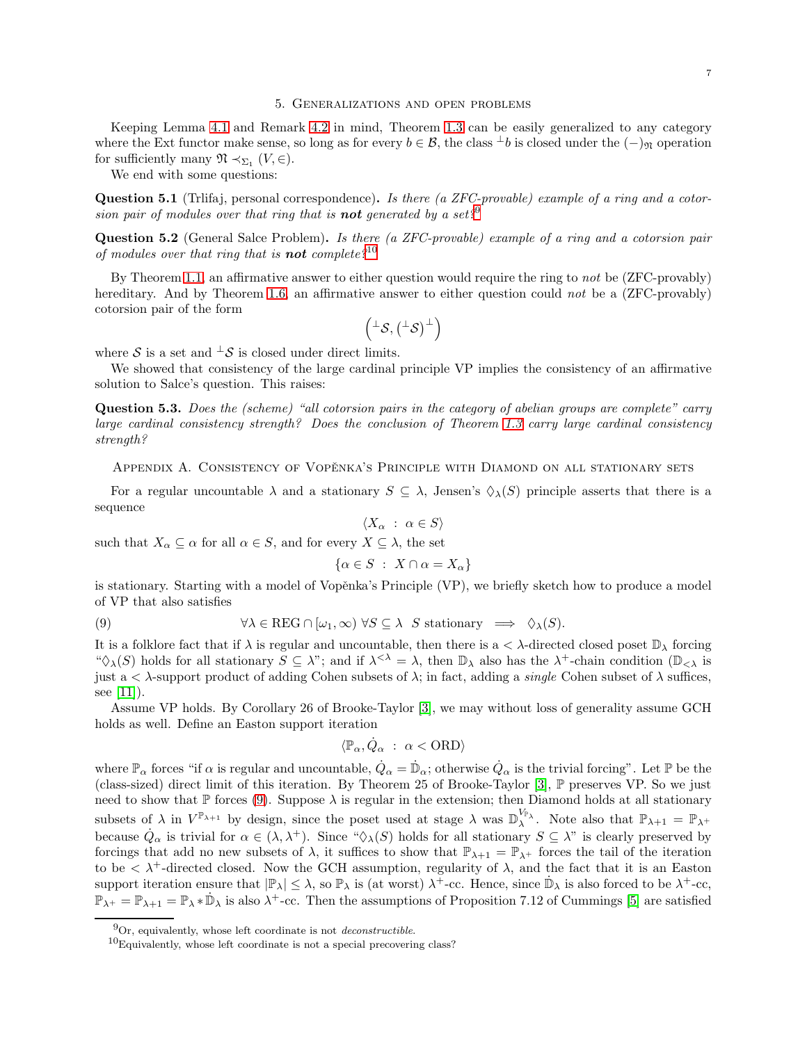## 5. Generalizations and open problems

Keeping Lemma 4.1 and Remark 4.2 in mind, Theorem 1.3 can be easily generalized to any category where the Ext functor make sense, so long as for every $b \in \mathcal{B}$, the class ${}^\perp b$ is closed under the $(-)_\mathfrak{N}$ operation for sufficiently many $\mathfrak{N} \prec_{\Sigma_1} (V, \in)$.

We end with some questions:

**Question 5.1** (Trlifaj, personal correspondence)**.** *Is there (a ZFC-provable) example of a ring and a cotorsion pair of modules over that ring that is **not** generated by a set?*[9]

**Question 5.2** (General Salce Problem)**.** *Is there (a ZFC-provable) example of a ring and a cotorsion pair of modules over that ring that is **not** complete?*[10]

By Theorem 1.1, an affirmative answer to either question would require the ring to *not* be (ZFC-provably) hereditary. And by Theorem 1.6, an affirmative answer to either question could *not* be a (ZFC-provably) cotorsion pair of the form

$$\left({}^\perp\mathcal{S}, ({}^\perp\mathcal{S})^\perp\right)$$

where $\mathcal{S}$ is a set and ${}^\perp\mathcal{S}$ is closed under direct limits.

We showed that consistency of the large cardinal principle VP implies the consistency of an affirmative solution to Salce's question. This raises:

**Question 5.3.** *Does the (scheme) "all cotorsion pairs in the category of abelian groups are complete" carry large cardinal consistency strength? Does the conclusion of Theorem 1.3 carry large cardinal consistency strength?*

## Appendix A. Consistency of Vopěnka's Principle with Diamond on all stationary sets

For a regular uncountable $\lambda$ and a stationary $S \subseteq \lambda$, Jensen's $\Diamond_\lambda(S)$ principle asserts that there is a sequence

$$\langle X_\alpha \ : \ \alpha \in S \rangle$$

such that $X_\alpha \subseteq \alpha$ for all $\alpha \in S$, and for every $X \subseteq \lambda$, the set

$$\{\alpha \in S \ : \ X \cap \alpha = X_\alpha\}$$

is stationary. Starting with a model of Vopěnka's Principle (VP), we briefly sketch how to produce a model of VP that also satisfies

$$\forall \lambda \in \text{REG} \cap [\omega_1, \infty) \ \forall S \subseteq \lambda \ \ S \text{ stationary} \implies \Diamond_\lambda(S). \tag{9}$$

It is a folklore fact that if $\lambda$ is regular and uncountable, then there is a $< \lambda$-directed closed poset $\mathbb{D}_\lambda$ forcing "$\Diamond_\lambda(S)$ holds for all stationary $S \subseteq \lambda$"; and if $\lambda^{<\lambda} = \lambda$, then $\mathbb{D}_\lambda$ also has the $\lambda^+$-chain condition ($\mathbb{D}_{<\lambda}$ is just a $< \lambda$-support product of adding Cohen subsets of $\lambda$; in fact, adding a *single* Cohen subset of $\lambda$ suffices, see [11]).

Assume VP holds. By Corollary 26 of Brooke-Taylor [3], we may without loss of generality assume GCH holds as well. Define an Easton support iteration

$$\langle \mathbb{P}_\alpha, \dot{Q}_\alpha \ : \ \alpha < \text{ORD} \rangle$$

where $\mathbb{P}_\alpha$ forces "if $\alpha$ is regular and uncountable, $\dot{Q}_\alpha = \dot{\mathbb{D}}_\alpha$; otherwise $\dot{Q}_\alpha$ is the trivial forcing". Let $\mathbb{P}$ be the (class-sized) direct limit of this iteration. By Theorem 25 of Brooke-Taylor [3], $\mathbb{P}$ preserves VP. So we just need to show that $\mathbb{P}$ forces (9). Suppose $\lambda$ is regular in the extension; then Diamond holds at all stationary subsets of $\lambda$ in $V^{\mathbb{P}_{\lambda+1}}$ by design, since the poset used at stage $\lambda$ was $\mathbb{D}_\lambda^{V^{\mathbb{P}_\lambda}}$. Note also that $\mathbb{P}_{\lambda+1} = \mathbb{P}_{\lambda^+}$ because $\dot{Q}_\alpha$ is trivial for $\alpha \in (\lambda, \lambda^+)$. Since "$\Diamond_\lambda(S)$ holds for all stationary $S \subseteq \lambda$" is clearly preserved by forcings that add no new subsets of $\lambda$, it suffices to show that $\mathbb{P}_{\lambda+1} = \mathbb{P}_{\lambda^+}$ forces the tail of the iteration to be $< \lambda^+$-directed closed. Now the GCH assumption, regularity of $\lambda$, and the fact that it is an Easton support iteration ensure that $|\mathbb{P}_\lambda| \leq \lambda$, so $\mathbb{P}_\lambda$ is (at worst) $\lambda^+$-cc. Hence, since $\dot{\mathbb{D}}_\lambda$ is also forced to be $\lambda^+$-cc, $\mathbb{P}_{\lambda^+} = \mathbb{P}_{\lambda+1} = \mathbb{P}_\lambda * \dot{\mathbb{D}}_\lambda$ is also $\lambda^+$-cc. Then the assumptions of Proposition 7.12 of Cummings [5] are satisfied

[9] Or, equivalently, whose left coordinate is not *deconstructible*.

[10] Equivalently, whose left coordinate is not a special precovering class?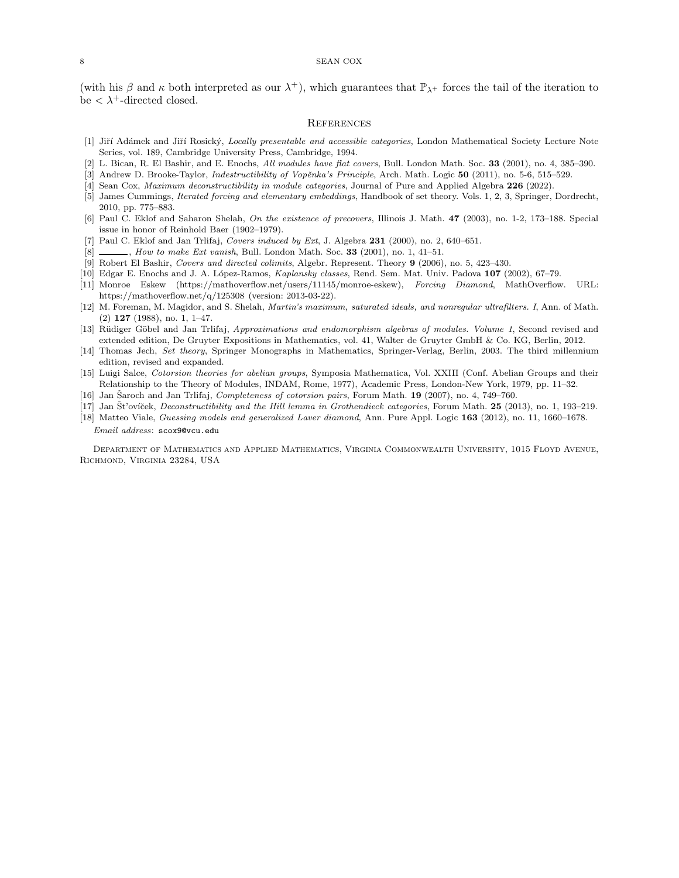(with his $\beta$ and $\kappa$ both interpreted as our $\lambda^+$), which guarantees that $\mathbb{P}_{\lambda^+}$ forces the tail of the iteration to be $< \lambda^+$-directed closed.

## References

[1] Jiří Adámek and Jiří Rosický, *Locally presentable and accessible categories*, London Mathematical Society Lecture Note Series, vol. 189, Cambridge University Press, Cambridge, 1994.

[2] L. Bican, R. El Bashir, and E. Enochs, *All modules have flat covers*, Bull. London Math. Soc. **33** (2001), no. 4, 385–390.

[3] Andrew D. Brooke-Taylor, *Indestructibility of Vopěnka's Principle*, Arch. Math. Logic **50** (2011), no. 5-6, 515–529.

[4] Sean Cox, *Maximum deconstructibility in module categories*, Journal of Pure and Applied Algebra **226** (2022).

[5] James Cummings, *Iterated forcing and elementary embeddings*, Handbook of set theory. Vols. 1, 2, 3, Springer, Dordrecht, 2010, pp. 775–883.

[6] Paul C. Eklof and Saharon Shelah, *On the existence of precovers*, Illinois J. Math. **47** (2003), no. 1-2, 173–188. Special issue in honor of Reinhold Baer (1902–1979).

[7] Paul C. Eklof and Jan Trlifaj, *Covers induced by Ext*, J. Algebra **231** (2000), no. 2, 640–651.

[8] ———, *How to make Ext vanish*, Bull. London Math. Soc. **33** (2001), no. 1, 41–51.

[9] Robert El Bashir, *Covers and directed colimits*, Algebr. Represent. Theory **9** (2006), no. 5, 423–430.

[10] Edgar E. Enochs and J. A. López-Ramos, *Kaplansky classes*, Rend. Sem. Mat. Univ. Padova **107** (2002), 67–79.

[11] Monroe Eskew (https://mathoverflow.net/users/11145/monroe-eskew), *Forcing Diamond*, MathOverflow. URL: https://mathoverflow.net/q/125308 (version: 2013-03-22).

[12] M. Foreman, M. Magidor, and S. Shelah, *Martin's maximum, saturated ideals, and nonregular ultrafilters. I*, Ann. of Math. (2) **127** (1988), no. 1, 1–47.

[13] Rüdiger Göbel and Jan Trlifaj, *Approximations and endomorphism algebras of modules. Volume 1*, Second revised and extended edition, De Gruyter Expositions in Mathematics, vol. 41, Walter de Gruyter GmbH & Co. KG, Berlin, 2012.

[14] Thomas Jech, *Set theory*, Springer Monographs in Mathematics, Springer-Verlag, Berlin, 2003. The third millennium edition, revised and expanded.

[15] Luigi Salce, *Cotorsion theories for abelian groups*, Symposia Mathematica, Vol. XXIII (Conf. Abelian Groups and their Relationship to the Theory of Modules, INDAM, Rome, 1977), Academic Press, London-New York, 1979, pp. 11–32.

[16] Jan Šaroch and Jan Trlifaj, *Completeness of cotorsion pairs*, Forum Math. **19** (2007), no. 4, 749–760.

[17] Jan Št'ovíček, *Deconstructibility and the Hill lemma in Grothendieck categories*, Forum Math. **25** (2013), no. 1, 193–219.

[18] Matteo Viale, *Guessing models and generalized Laver diamond*, Ann. Pure Appl. Logic **163** (2012), no. 11, 1660–1678.

*Email address*: scox9@vcu.edu

Department of Mathematics and Applied Mathematics, Virginia Commonwealth University, 1015 Floyd Avenue, Richmond, Virginia 23284, USA